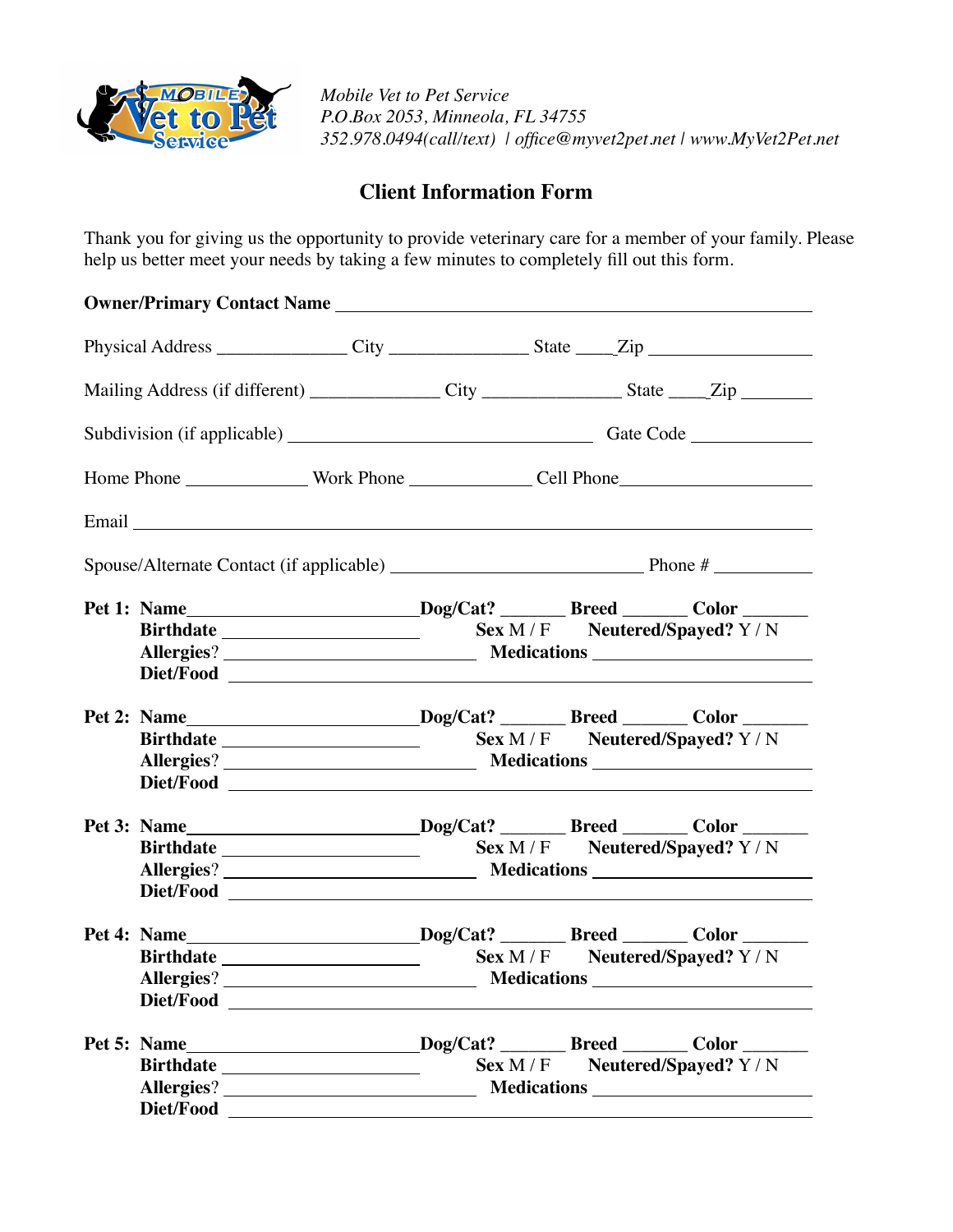*Mobile Vet to Pet Service*
*P.O.Box 2053, Minneola, FL 34755*
*352.978.0494(call/text) | office@myvet2pet.net | www.MyVet2Pet.net*

## Client Information Form

Thank you for giving us the opportunity to provide veterinary care for a member of your family. Please help us better meet your needs by taking a few minutes to completely fill out this form.

**Owner/Primary Contact Name** ______________________________

Physical Address ______________ City ______________ State ____Zip ______________

Mailing Address (if different) ______________ City ______________ State ____Zip ________

Subdivision (if applicable) ______________________________ Gate Code ____________

Home Phone ____________ Work Phone ____________ Cell Phone________________

Email ______________________________

Spouse/Alternate Contact (if applicable) ________________________ Phone # __________

**Pet 1: Name**______________________ **Dog/Cat?** _______ **Breed** _______ **Color** _______
**Birthdate** ____________________ **Sex** M / F **Neutered/Spayed?** Y / N
**Allergies**? ________________________ **Medications** ____________________
**Diet/Food** ______________________________

**Pet 2: Name**______________________ **Dog/Cat?** _______ **Breed** _______ **Color** _______
**Birthdate** ____________________ **Sex** M / F **Neutered/Spayed?** Y / N
**Allergies**? ________________________ **Medications** ____________________
**Diet/Food** ______________________________

**Pet 3: Name**______________________ **Dog/Cat?** _______ **Breed** _______ **Color** _______
**Birthdate** ____________________ **Sex** M / F **Neutered/Spayed?** Y / N
**Allergies**? ________________________ **Medications** ____________________
**Diet/Food** ______________________________

**Pet 4: Name**______________________ **Dog/Cat?** _______ **Breed** _______ **Color** _______
**Birthdate** ____________________ **Sex** M / F **Neutered/Spayed?** Y / N
**Allergies**? ________________________ **Medications** ____________________
**Diet/Food** ______________________________

**Pet 5: Name**______________________ **Dog/Cat?** _______ **Breed** _______ **Color** _______
**Birthdate** ____________________ **Sex** M / F **Neutered/Spayed?** Y / N
**Allergies**? ________________________ **Medications** ____________________
**Diet/Food** ______________________________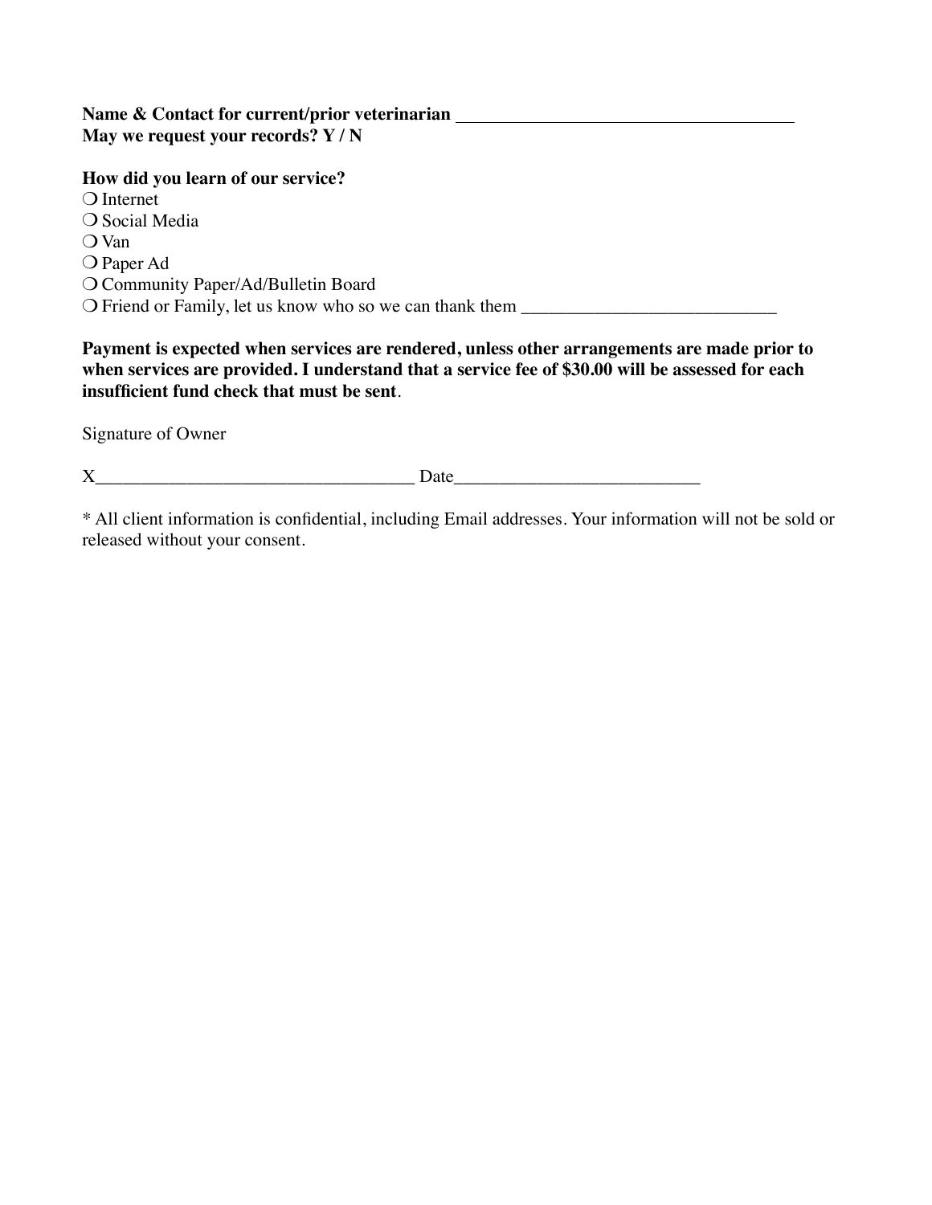**Name & Contact for current/prior veterinarian** ________________________________________
**May we request your records? Y / N**

**How did you learn of our service?**

❍ Internet
❍ Social Media
❍ Van
❍ Paper Ad
❍ Community Paper/Ad/Bulletin Board
❍ Friend or Family, let us know who so we can thank them ____________________________

**Payment is expected when services are rendered, unless other arrangements are made prior to when services are provided. I understand that a service fee of $30.00 will be assessed for each insufficient fund check that must be sent**.

Signature of Owner

X___________________________________ Date___________________________

* All client information is confidential, including Email addresses. Your information will not be sold or released without your consent.